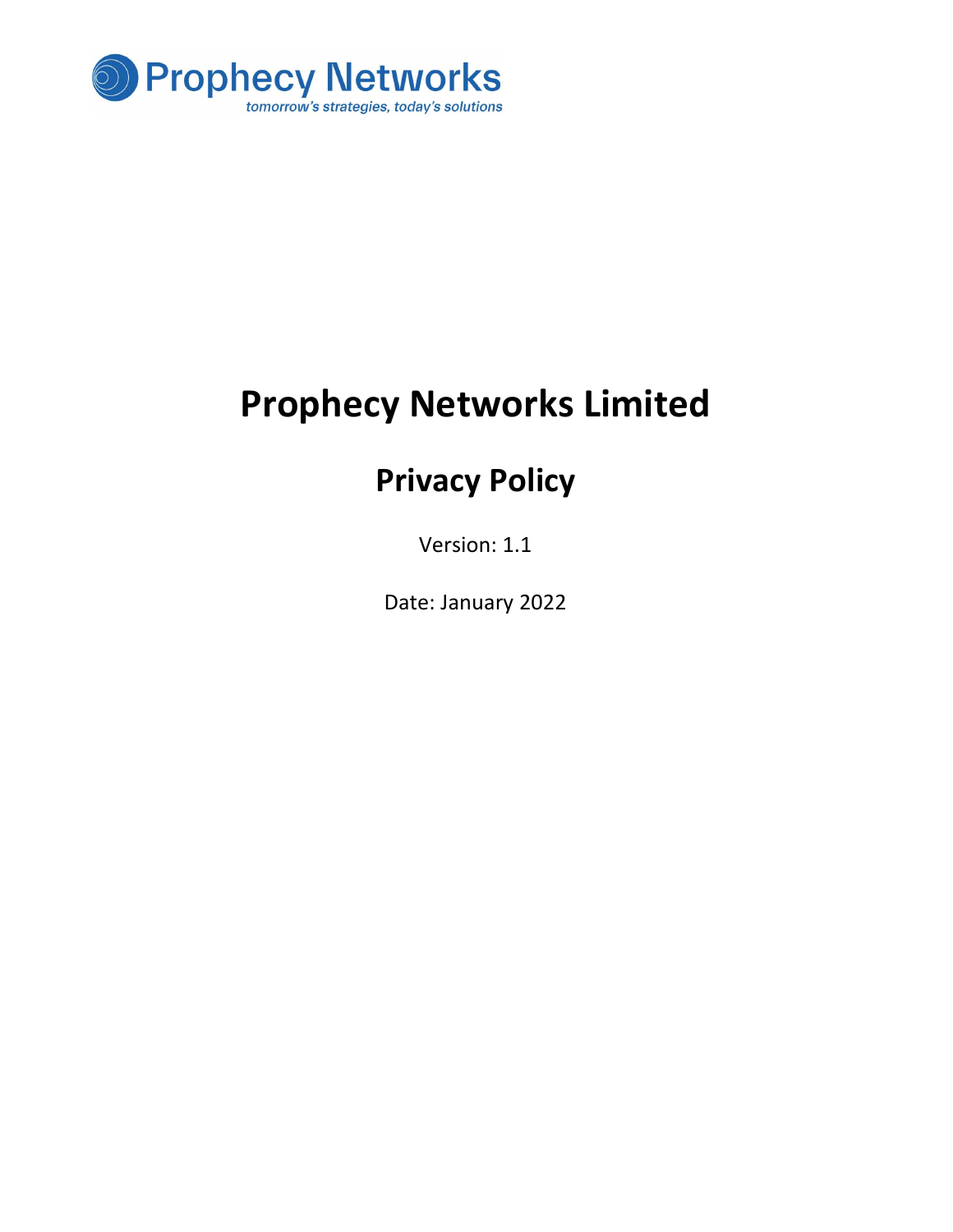Prophecy Networks

tomorrow's strategies, today's solutions

# Prophecy Networks Limited

## Privacy Policy

Version: 1.1

Date: January 2022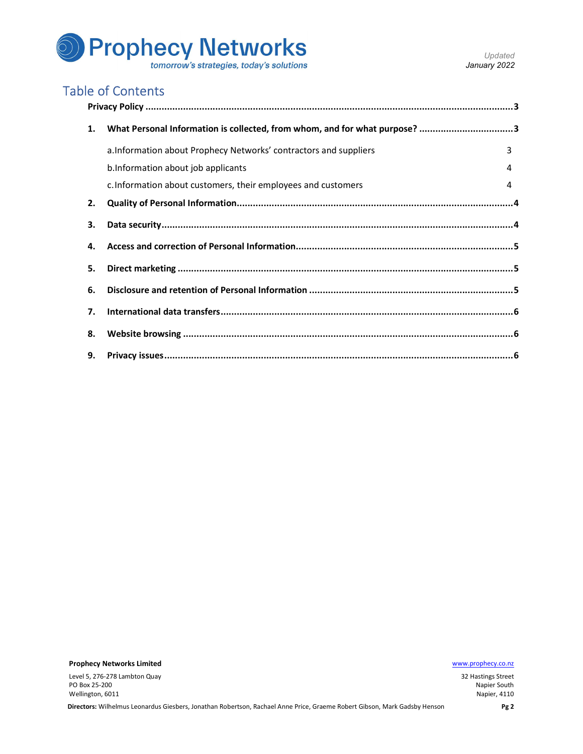# Table of Contents

**Privacy Policy** ........ 3

1. **What Personal Information is collected, from whom, and for what purpose?** ........ 3
   - a. Information about Prophecy Networks' contractors and suppliers ........ 3
   - b. Information about job applicants ........ 4
   - c. Information about customers, their employees and customers ........ 4
2. **Quality of Personal Information** ........ 4
3. **Data security** ........ 4
4. **Access and correction of Personal Information** ........ 5
5. **Direct marketing** ........ 5
6. **Disclosure and retention of Personal Information** ........ 5
7. **International data transfers** ........ 6
8. **Website browsing** ........ 6
9. **Privacy issues** ........ 6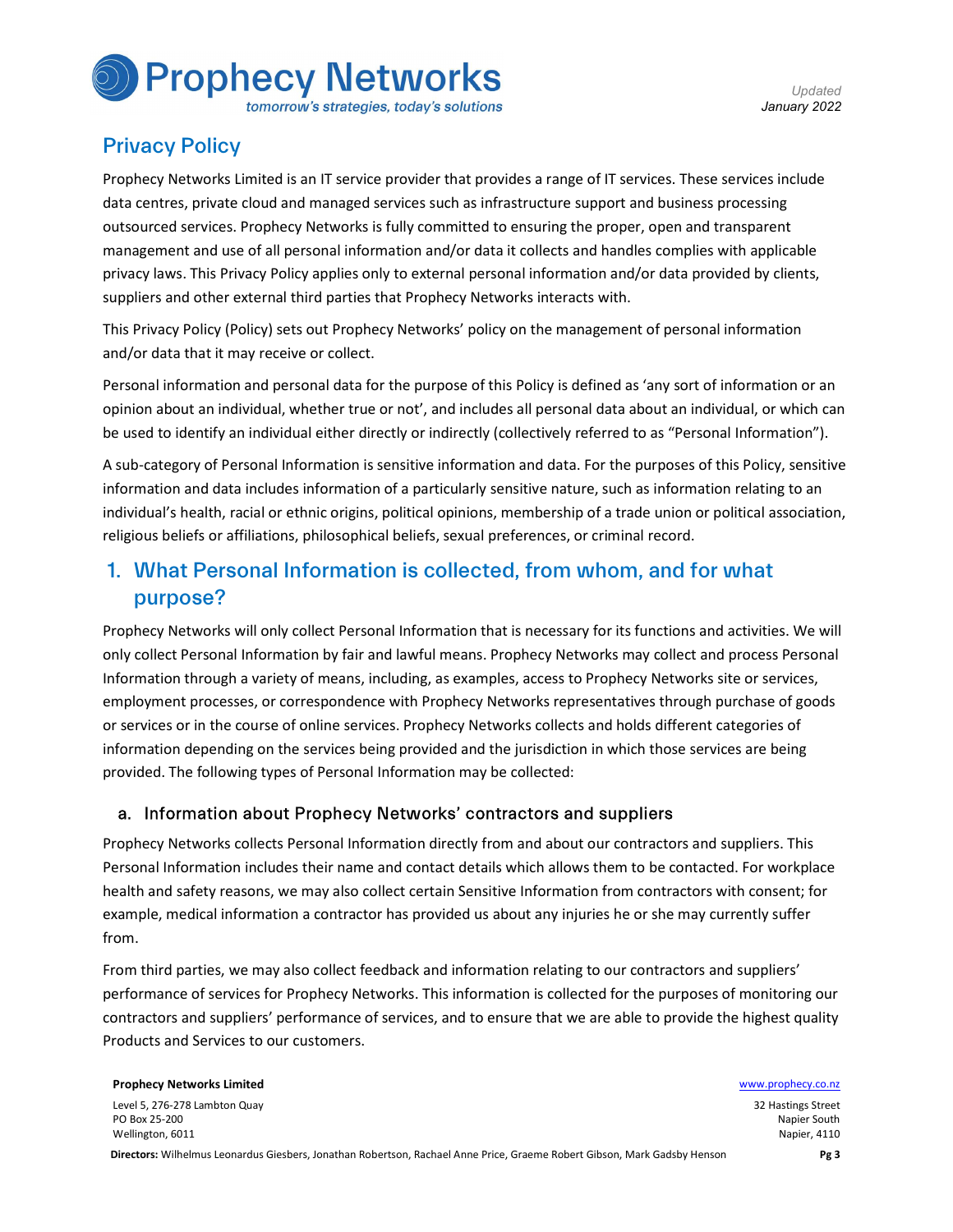## Privacy Policy

Prophecy Networks Limited is an IT service provider that provides a range of IT services. These services include data centres, private cloud and managed services such as infrastructure support and business processing outsourced services. Prophecy Networks is fully committed to ensuring the proper, open and transparent management and use of all personal information and/or data it collects and handles complies with applicable privacy laws. This Privacy Policy applies only to external personal information and/or data provided by clients, suppliers and other external third parties that Prophecy Networks interacts with.

This Privacy Policy (Policy) sets out Prophecy Networks' policy on the management of personal information and/or data that it may receive or collect.

Personal information and personal data for the purpose of this Policy is defined as 'any sort of information or an opinion about an individual, whether true or not', and includes all personal data about an individual, or which can be used to identify an individual either directly or indirectly (collectively referred to as "Personal Information").

A sub-category of Personal Information is sensitive information and data. For the purposes of this Policy, sensitive information and data includes information of a particularly sensitive nature, such as information relating to an individual's health, racial or ethnic origins, political opinions, membership of a trade union or political association, religious beliefs or affiliations, philosophical beliefs, sexual preferences, or criminal record.

## 1. What Personal Information is collected, from whom, and for what purpose?

Prophecy Networks will only collect Personal Information that is necessary for its functions and activities. We will only collect Personal Information by fair and lawful means. Prophecy Networks may collect and process Personal Information through a variety of means, including, as examples, access to Prophecy Networks site or services, employment processes, or correspondence with Prophecy Networks representatives through purchase of goods or services or in the course of online services. Prophecy Networks collects and holds different categories of information depending on the services being provided and the jurisdiction in which those services are being provided. The following types of Personal Information may be collected:

### a. Information about Prophecy Networks' contractors and suppliers

Prophecy Networks collects Personal Information directly from and about our contractors and suppliers. This Personal Information includes their name and contact details which allows them to be contacted. For workplace health and safety reasons, we may also collect certain Sensitive Information from contractors with consent; for example, medical information a contractor has provided us about any injuries he or she may currently suffer from.

From third parties, we may also collect feedback and information relating to our contractors and suppliers' performance of services for Prophecy Networks. This information is collected for the purposes of monitoring our contractors and suppliers' performance of services, and to ensure that we are able to provide the highest quality Products and Services to our customers.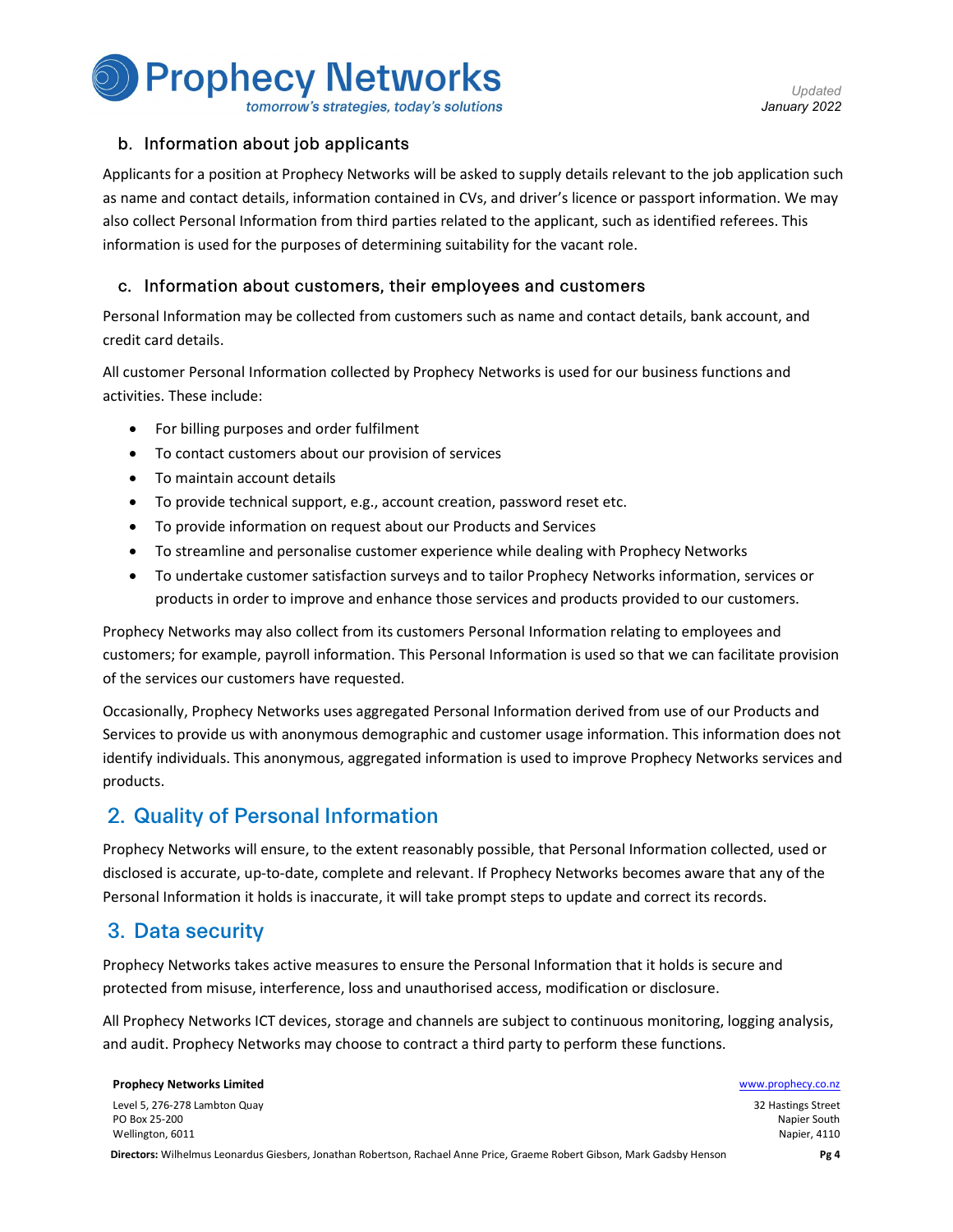### b. Information about job applicants

Applicants for a position at Prophecy Networks will be asked to supply details relevant to the job application such as name and contact details, information contained in CVs, and driver's licence or passport information. We may also collect Personal Information from third parties related to the applicant, such as identified referees. This information is used for the purposes of determining suitability for the vacant role.

### c. Information about customers, their employees and customers

Personal Information may be collected from customers such as name and contact details, bank account, and credit card details.

All customer Personal Information collected by Prophecy Networks is used for our business functions and activities. These include:

- For billing purposes and order fulfilment
- To contact customers about our provision of services
- To maintain account details
- To provide technical support, e.g., account creation, password reset etc.
- To provide information on request about our Products and Services
- To streamline and personalise customer experience while dealing with Prophecy Networks
- To undertake customer satisfaction surveys and to tailor Prophecy Networks information, services or products in order to improve and enhance those services and products provided to our customers.

Prophecy Networks may also collect from its customers Personal Information relating to employees and customers; for example, payroll information. This Personal Information is used so that we can facilitate provision of the services our customers have requested.

Occasionally, Prophecy Networks uses aggregated Personal Information derived from use of our Products and Services to provide us with anonymous demographic and customer usage information. This information does not identify individuals. This anonymous, aggregated information is used to improve Prophecy Networks services and products.

## 2. Quality of Personal Information

Prophecy Networks will ensure, to the extent reasonably possible, that Personal Information collected, used or disclosed is accurate, up-to-date, complete and relevant. If Prophecy Networks becomes aware that any of the Personal Information it holds is inaccurate, it will take prompt steps to update and correct its records.

## 3. Data security

Prophecy Networks takes active measures to ensure the Personal Information that it holds is secure and protected from misuse, interference, loss and unauthorised access, modification or disclosure.

All Prophecy Networks ICT devices, storage and channels are subject to continuous monitoring, logging analysis, and audit. Prophecy Networks may choose to contract a third party to perform these functions.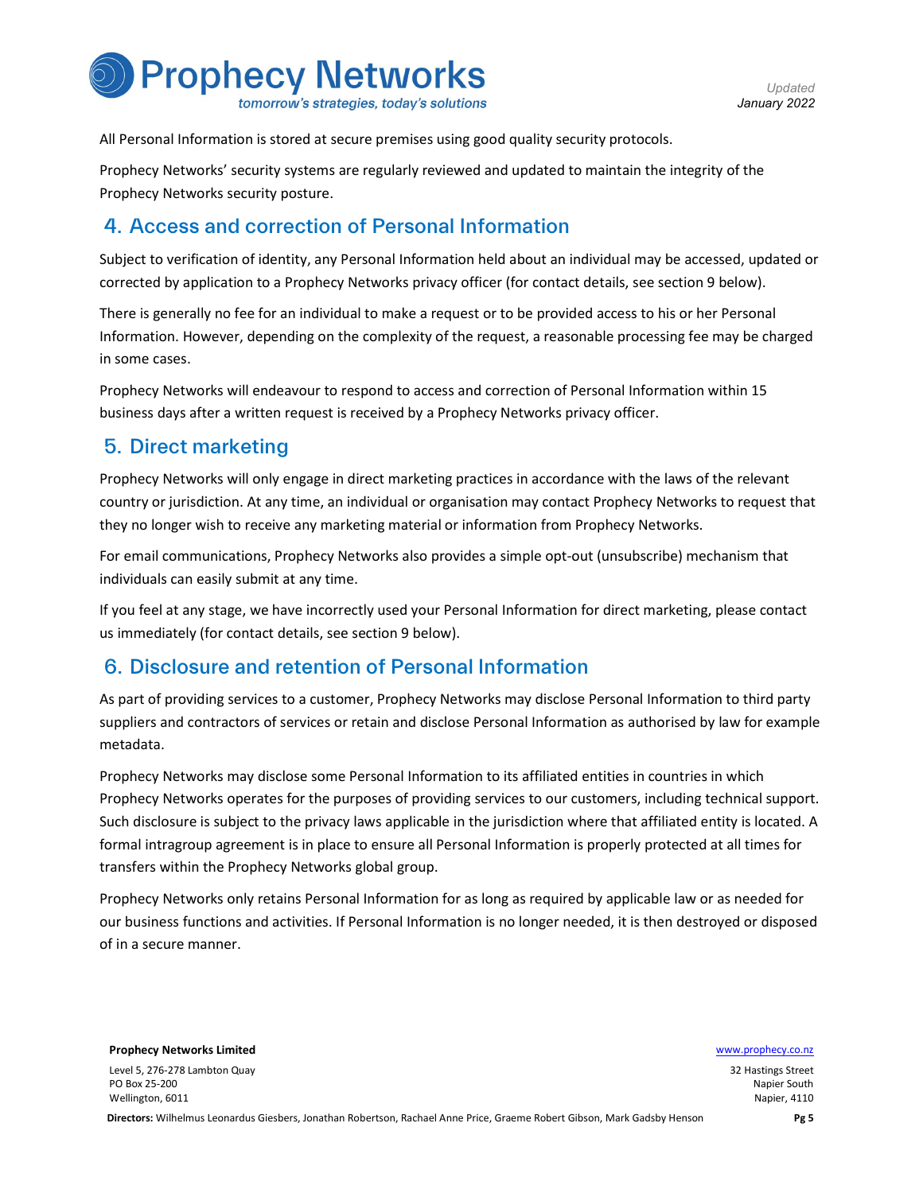All Personal Information is stored at secure premises using good quality security protocols.

Prophecy Networks' security systems are regularly reviewed and updated to maintain the integrity of the Prophecy Networks security posture.

## 4. Access and correction of Personal Information

Subject to verification of identity, any Personal Information held about an individual may be accessed, updated or corrected by application to a Prophecy Networks privacy officer (for contact details, see section 9 below).

There is generally no fee for an individual to make a request or to be provided access to his or her Personal Information. However, depending on the complexity of the request, a reasonable processing fee may be charged in some cases.

Prophecy Networks will endeavour to respond to access and correction of Personal Information within 15 business days after a written request is received by a Prophecy Networks privacy officer.

## 5. Direct marketing

Prophecy Networks will only engage in direct marketing practices in accordance with the laws of the relevant country or jurisdiction. At any time, an individual or organisation may contact Prophecy Networks to request that they no longer wish to receive any marketing material or information from Prophecy Networks.

For email communications, Prophecy Networks also provides a simple opt-out (unsubscribe) mechanism that individuals can easily submit at any time.

If you feel at any stage, we have incorrectly used your Personal Information for direct marketing, please contact us immediately (for contact details, see section 9 below).

## 6. Disclosure and retention of Personal Information

As part of providing services to a customer, Prophecy Networks may disclose Personal Information to third party suppliers and contractors of services or retain and disclose Personal Information as authorised by law for example metadata.

Prophecy Networks may disclose some Personal Information to its affiliated entities in countries in which Prophecy Networks operates for the purposes of providing services to our customers, including technical support. Such disclosure is subject to the privacy laws applicable in the jurisdiction where that affiliated entity is located. A formal intragroup agreement is in place to ensure all Personal Information is properly protected at all times for transfers within the Prophecy Networks global group.

Prophecy Networks only retains Personal Information for as long as required by applicable law or as needed for our business functions and activities. If Personal Information is no longer needed, it is then destroyed or disposed of in a secure manner.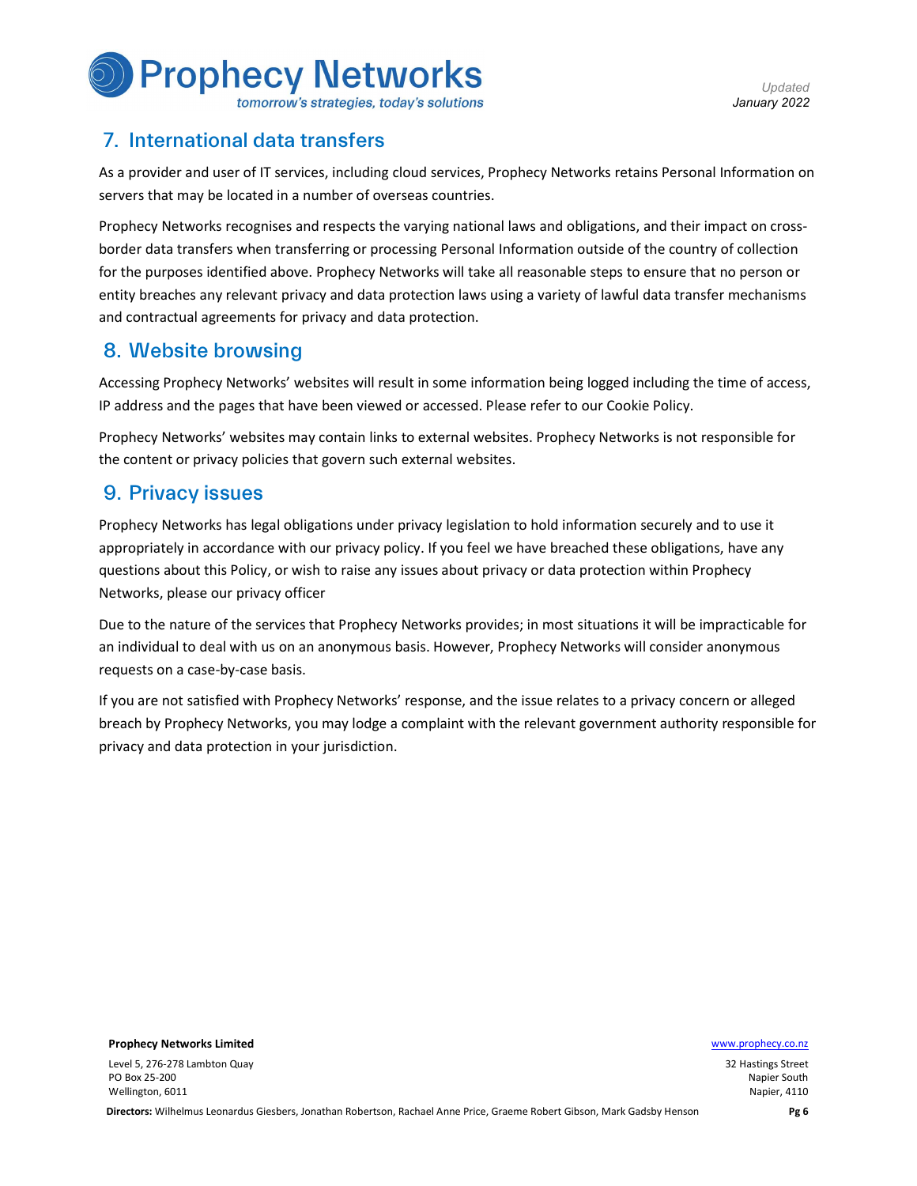## 7. International data transfers

As a provider and user of IT services, including cloud services, Prophecy Networks retains Personal Information on servers that may be located in a number of overseas countries.

Prophecy Networks recognises and respects the varying national laws and obligations, and their impact on cross-border data transfers when transferring or processing Personal Information outside of the country of collection for the purposes identified above. Prophecy Networks will take all reasonable steps to ensure that no person or entity breaches any relevant privacy and data protection laws using a variety of lawful data transfer mechanisms and contractual agreements for privacy and data protection.

## 8. Website browsing

Accessing Prophecy Networks' websites will result in some information being logged including the time of access, IP address and the pages that have been viewed or accessed. Please refer to our Cookie Policy.

Prophecy Networks' websites may contain links to external websites. Prophecy Networks is not responsible for the content or privacy policies that govern such external websites.

## 9. Privacy issues

Prophecy Networks has legal obligations under privacy legislation to hold information securely and to use it appropriately in accordance with our privacy policy. If you feel we have breached these obligations, have any questions about this Policy, or wish to raise any issues about privacy or data protection within Prophecy Networks, please our privacy officer

Due to the nature of the services that Prophecy Networks provides; in most situations it will be impracticable for an individual to deal with us on an anonymous basis. However, Prophecy Networks will consider anonymous requests on a case-by-case basis.

If you are not satisfied with Prophecy Networks' response, and the issue relates to a privacy concern or alleged breach by Prophecy Networks, you may lodge a complaint with the relevant government authority responsible for privacy and data protection in your jurisdiction.